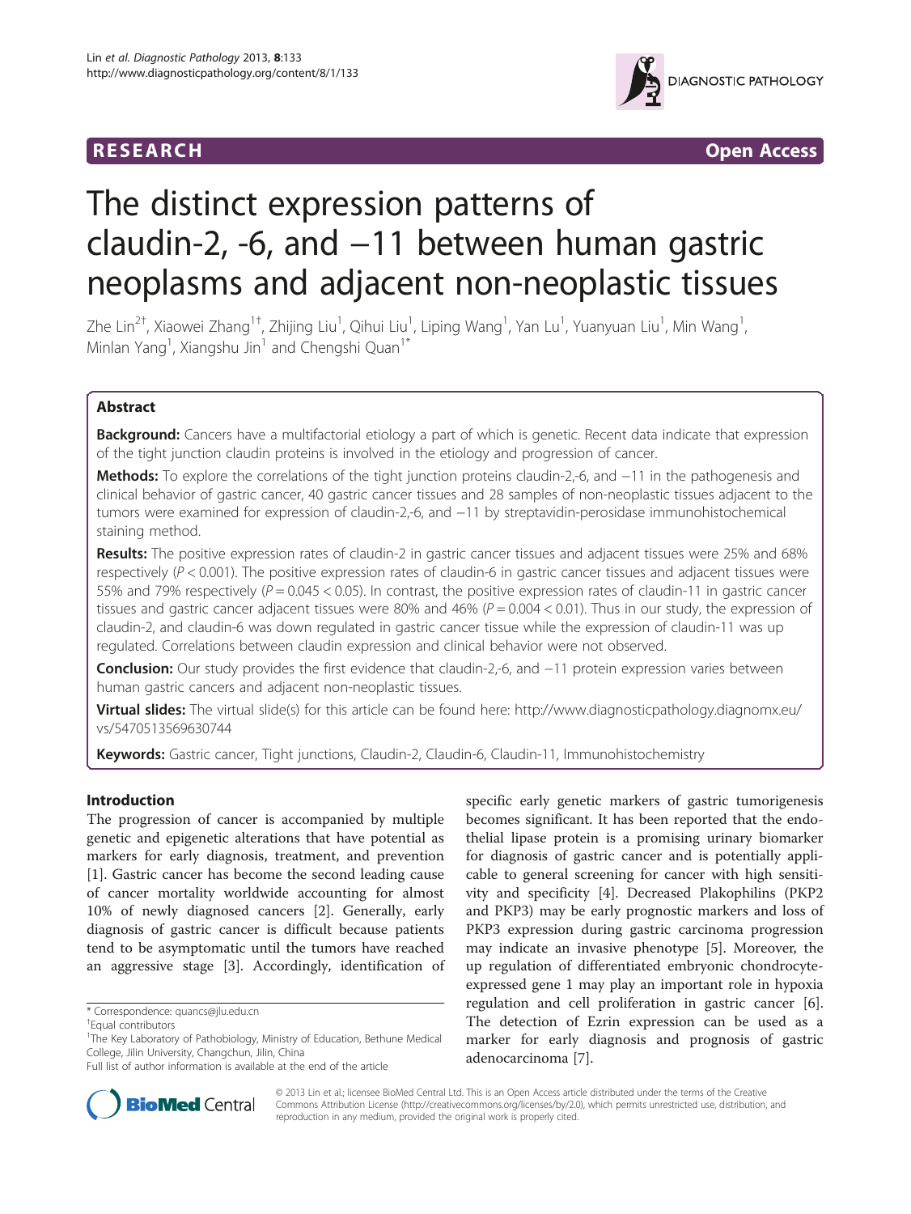RESEARCH Open Access

# The distinct expression patterns of claudin-2, -6, and −11 between human gastric neoplasms and adjacent non-neoplastic tissues

Zhe Lin[2†], Xiaowei Zhang[1†], Zhijing Liu[1], Qihui Liu[1], Liping Wang[1], Yan Lu[1], Yuanyuan Liu[1], Min Wang[1], Minlan Yang[1], Xiangshu Jin[1] and Chengshi Quan[1*]

## Abstract

**Background:** Cancers have a multifactorial etiology a part of which is genetic. Recent data indicate that expression of the tight junction claudin proteins is involved in the etiology and progression of cancer.

**Methods:** To explore the correlations of the tight junction proteins claudin-2,-6, and −11 in the pathogenesis and clinical behavior of gastric cancer, 40 gastric cancer tissues and 28 samples of non-neoplastic tissues adjacent to the tumors were examined for expression of claudin-2,-6, and −11 by streptavidin-perosidase immunohistochemical staining method.

**Results:** The positive expression rates of claudin-2 in gastric cancer tissues and adjacent tissues were 25% and 68% respectively ($P < 0.001$). The positive expression rates of claudin-6 in gastric cancer tissues and adjacent tissues were 55% and 79% respectively ($P = 0.045 < 0.05$). In contrast, the positive expression rates of claudin-11 in gastric cancer tissues and gastric cancer adjacent tissues were 80% and 46% ($P = 0.004 < 0.01$). Thus in our study, the expression of claudin-2, and claudin-6 was down regulated in gastric cancer tissue while the expression of claudin-11 was up regulated. Correlations between claudin expression and clinical behavior were not observed.

**Conclusion:** Our study provides the first evidence that claudin-2,-6, and −11 protein expression varies between human gastric cancers and adjacent non-neoplastic tissues.

**Virtual slides:** The virtual slide(s) for this article can be found here: http://www.diagnosticpathology.diagnomx.eu/vs/5470513569630744

**Keywords:** Gastric cancer, Tight junctions, Claudin-2, Claudin-6, Claudin-11, Immunohistochemistry

## Introduction

The progression of cancer is accompanied by multiple genetic and epigenetic alterations that have potential as markers for early diagnosis, treatment, and prevention [1]. Gastric cancer has become the second leading cause of cancer mortality worldwide accounting for almost 10% of newly diagnosed cancers [2]. Generally, early diagnosis of gastric cancer is difficult because patients tend to be asymptomatic until the tumors have reached an aggressive stage [3]. Accordingly, identification of specific early genetic markers of gastric tumorigenesis becomes significant. It has been reported that the endothelial lipase protein is a promising urinary biomarker for diagnosis of gastric cancer and is potentially applicable to general screening for cancer with high sensitivity and specificity [4]. Decreased Plakophilins (PKP2 and PKP3) may be early prognostic markers and loss of PKP3 expression during gastric carcinoma progression may indicate an invasive phenotype [5]. Moreover, the up regulation of differentiated embryonic chondrocyte-expressed gene 1 may play an important role in hypoxia regulation and cell proliferation in gastric cancer [6]. The detection of Ezrin expression can be used as a marker for early diagnosis and prognosis of gastric adenocarcinoma [7].

\* Correspondence: quancs@jlu.edu.cn

†Equal contributors

[1]The Key Laboratory of Pathobiology, Ministry of Education, Bethune Medical College, Jilin University, Changchun, Jilin, China

Full list of author information is available at the end of the article

© 2013 Lin et al.; licensee BioMed Central Ltd. This is an Open Access article distributed under the terms of the Creative Commons Attribution License (http://creativecommons.org/licenses/by/2.0), which permits unrestricted use, distribution, and reproduction in any medium, provided the original work is properly cited.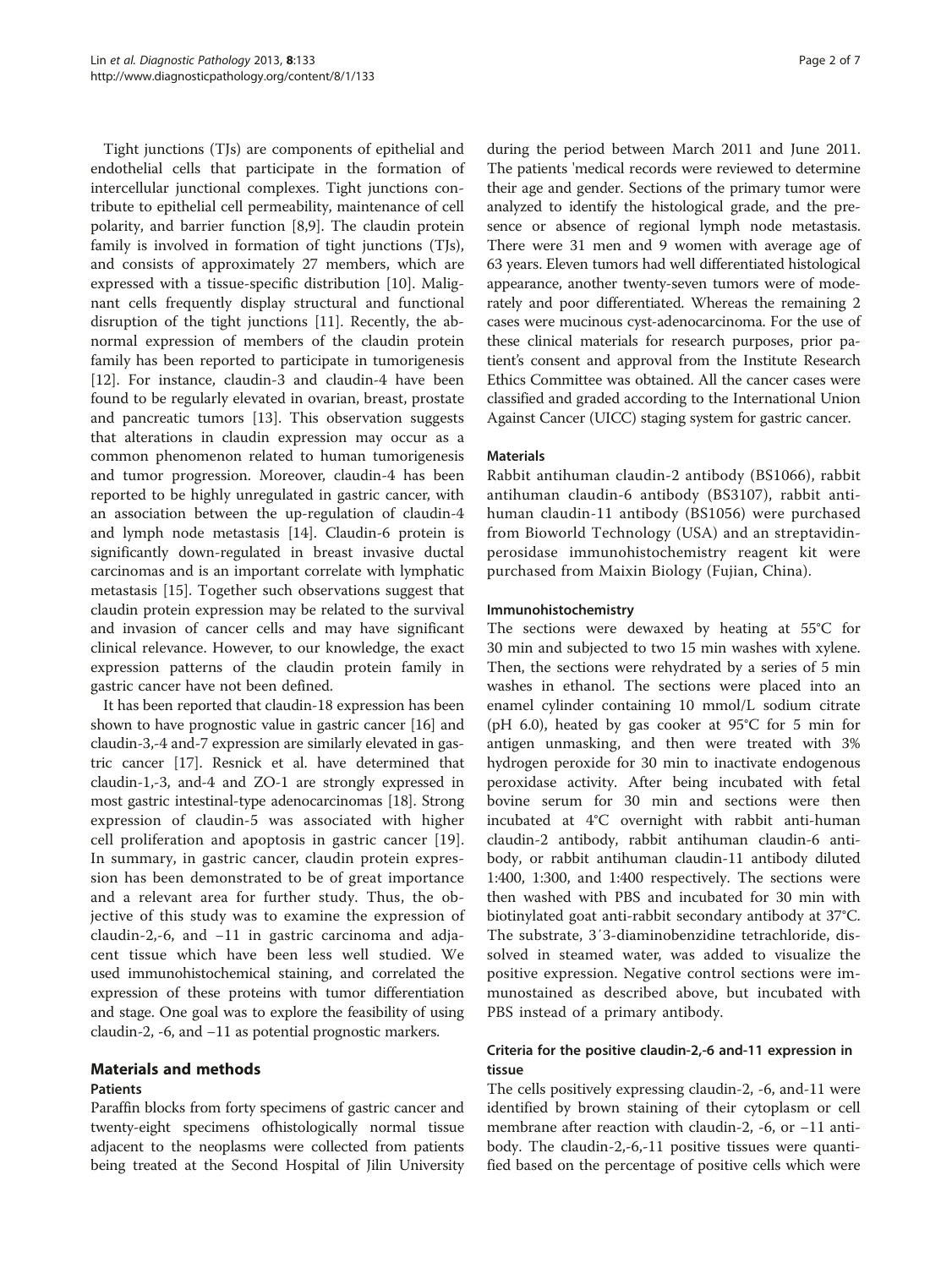Tight junctions (TJs) are components of epithelial and endothelial cells that participate in the formation of intercellular junctional complexes. Tight junctions contribute to epithelial cell permeability, maintenance of cell polarity, and barrier function [8,9]. The claudin protein family is involved in formation of tight junctions (TJs), and consists of approximately 27 members, which are expressed with a tissue-specific distribution [10]. Malignant cells frequently display structural and functional disruption of the tight junctions [11]. Recently, the abnormal expression of members of the claudin protein family has been reported to participate in tumorigenesis [12]. For instance, claudin-3 and claudin-4 have been found to be regularly elevated in ovarian, breast, prostate and pancreatic tumors [13]. This observation suggests that alterations in claudin expression may occur as a common phenomenon related to human tumorigenesis and tumor progression. Moreover, claudin-4 has been reported to be highly unregulated in gastric cancer, with an association between the up-regulation of claudin-4 and lymph node metastasis [14]. Claudin-6 protein is significantly down-regulated in breast invasive ductal carcinomas and is an important correlate with lymphatic metastasis [15]. Together such observations suggest that claudin protein expression may be related to the survival and invasion of cancer cells and may have significant clinical relevance. However, to our knowledge, the exact expression patterns of the claudin protein family in gastric cancer have not been defined.

It has been reported that claudin-18 expression has been shown to have prognostic value in gastric cancer [16] and claudin-3,-4 and-7 expression are similarly elevated in gastric cancer [17]. Resnick et al. have determined that claudin-1,-3, and-4 and ZO-1 are strongly expressed in most gastric intestinal-type adenocarcinomas [18]. Strong expression of claudin-5 was associated with higher cell proliferation and apoptosis in gastric cancer [19]. In summary, in gastric cancer, claudin protein expression has been demonstrated to be of great importance and a relevant area for further study. Thus, the objective of this study was to examine the expression of claudin-2,-6, and −11 in gastric carcinoma and adjacent tissue which have been less well studied. We used immunohistochemical staining, and correlated the expression of these proteins with tumor differentiation and stage. One goal was to explore the feasibility of using claudin-2, -6, and −11 as potential prognostic markers.

## Materials and methods

### Patients

Paraffin blocks from forty specimens of gastric cancer and twenty-eight specimens ofhistologically normal tissue adjacent to the neoplasms were collected from patients being treated at the Second Hospital of Jilin University during the period between March 2011 and June 2011. The patients 'medical records were reviewed to determine their age and gender. Sections of the primary tumor were analyzed to identify the histological grade, and the presence or absence of regional lymph node metastasis. There were 31 men and 9 women with average age of 63 years. Eleven tumors had well differentiated histological appearance, another twenty-seven tumors were of moderately and poor differentiated. Whereas the remaining 2 cases were mucinous cyst-adenocarcinoma. For the use of these clinical materials for research purposes, prior patient's consent and approval from the Institute Research Ethics Committee was obtained. All the cancer cases were classified and graded according to the International Union Against Cancer (UICC) staging system for gastric cancer.

### Materials

Rabbit antihuman claudin-2 antibody (BS1066), rabbit antihuman claudin-6 antibody (BS3107), rabbit antihuman claudin-11 antibody (BS1056) were purchased from Bioworld Technology (USA) and an streptavidin-perosidase immunohistochemistry reagent kit were purchased from Maixin Biology (Fujian, China).

### Immunohistochemistry

The sections were dewaxed by heating at 55°C for 30 min and subjected to two 15 min washes with xylene. Then, the sections were rehydrated by a series of 5 min washes in ethanol. The sections were placed into an enamel cylinder containing 10 mmol/L sodium citrate (pH 6.0), heated by gas cooker at 95°C for 5 min for antigen unmasking, and then were treated with 3% hydrogen peroxide for 30 min to inactivate endogenous peroxidase activity. After being incubated with fetal bovine serum for 30 min and sections were then incubated at 4°C overnight with rabbit anti-human claudin-2 antibody, rabbit antihuman claudin-6 antibody, or rabbit antihuman claudin-11 antibody diluted 1:400, 1:300, and 1:400 respectively. The sections were then washed with PBS and incubated for 30 min with biotinylated goat anti-rabbit secondary antibody at 37°C. The substrate, 3′3-diaminobenzidine tetrachloride, dissolved in steamed water, was added to visualize the positive expression. Negative control sections were immunostained as described above, but incubated with PBS instead of a primary antibody.

### Criteria for the positive claudin-2,-6 and-11 expression in tissue

The cells positively expressing claudin-2, -6, and-11 were identified by brown staining of their cytoplasm or cell membrane after reaction with claudin-2, -6, or −11 antibody. The claudin-2,-6,-11 positive tissues were quantified based on the percentage of positive cells which were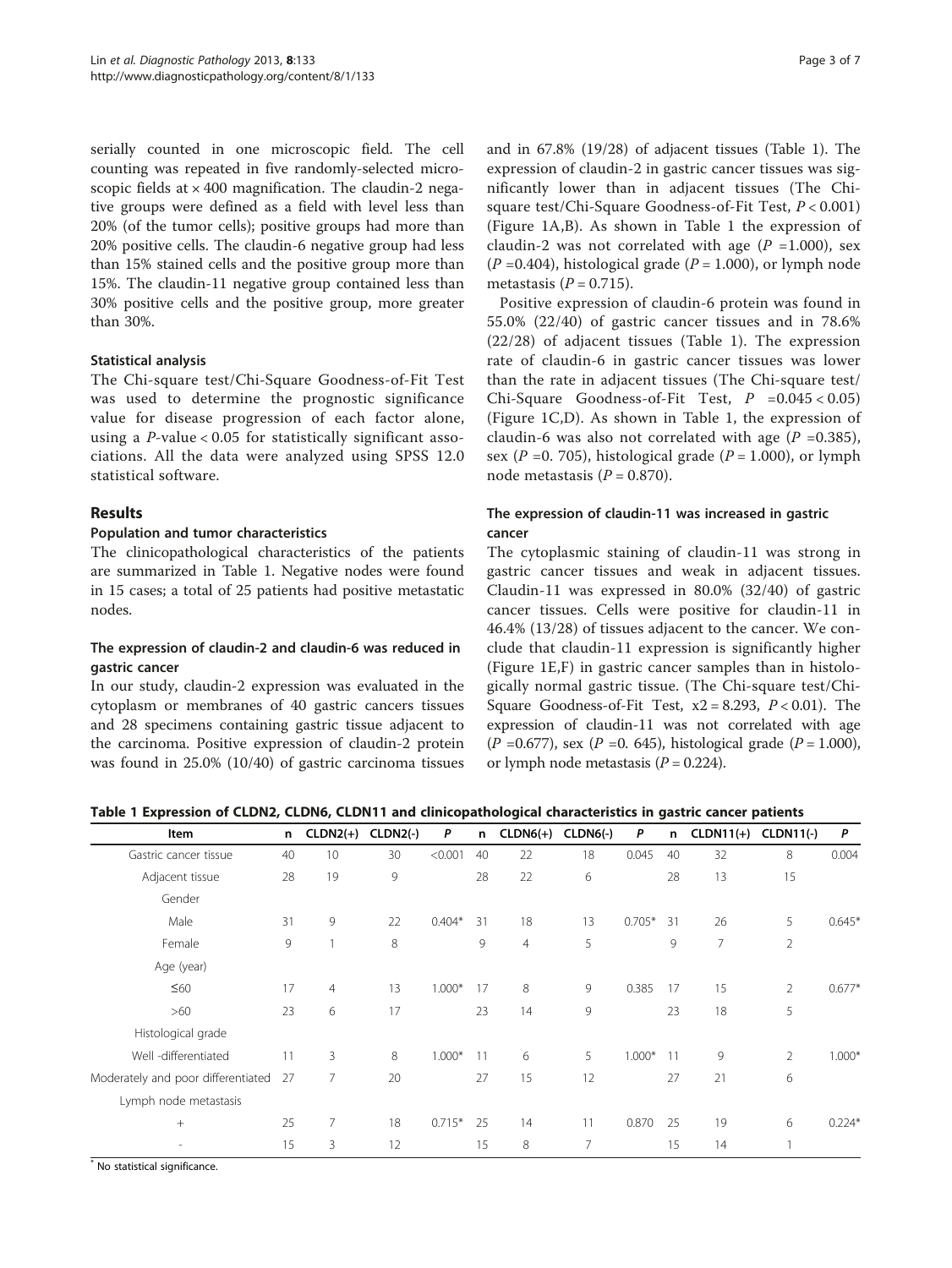serially counted in one microscopic field. The cell counting was repeated in five randomly-selected microscopic fields at × 400 magnification. The claudin-2 negative groups were defined as a field with level less than 20% (of the tumor cells); positive groups had more than 20% positive cells. The claudin-6 negative group had less than 15% stained cells and the positive group more than 15%. The claudin-11 negative group contained less than 30% positive cells and the positive group, more greater than 30%.

### Statistical analysis

The Chi-square test/Chi-Square Goodness-of-Fit Test was used to determine the prognostic significance value for disease progression of each factor alone, using a *P*-value < 0.05 for statistically significant associations. All the data were analyzed using SPSS 12.0 statistical software.

## Results

### Population and tumor characteristics

The clinicopathological characteristics of the patients are summarized in Table 1. Negative nodes were found in 15 cases; a total of 25 patients had positive metastatic nodes.

### The expression of claudin-2 and claudin-6 was reduced in gastric cancer

In our study, claudin-2 expression was evaluated in the cytoplasm or membranes of 40 gastric cancers tissues and 28 specimens containing gastric tissue adjacent to the carcinoma. Positive expression of claudin-2 protein was found in 25.0% (10/40) of gastric carcinoma tissues and in 67.8% (19/28) of adjacent tissues (Table 1). The expression of claudin-2 in gastric cancer tissues was significantly lower than in adjacent tissues (The Chi-square test/Chi-Square Goodness-of-Fit Test, $P < 0.001$) (Figure 1A,B). As shown in Table 1 the expression of claudin-2 was not correlated with age ($P$ =1.000), sex ($P$ =0.404), histological grade ($P$ = 1.000), or lymph node metastasis ($P$ = 0.715).

Positive expression of claudin-6 protein was found in 55.0% (22/40) of gastric cancer tissues and in 78.6% (22/28) of adjacent tissues (Table 1). The expression rate of claudin-6 in gastric cancer tissues was lower than the rate in adjacent tissues (The Chi-square test/Chi-Square Goodness-of-Fit Test, $P$ =0.045 < 0.05) (Figure 1C,D). As shown in Table 1, the expression of claudin-6 was also not correlated with age ($P$ =0.385), sex ($P$ =0. 705), histological grade ($P$ = 1.000), or lymph node metastasis ($P$ = 0.870).

### The expression of claudin-11 was increased in gastric cancer

The cytoplasmic staining of claudin-11 was strong in gastric cancer tissues and weak in adjacent tissues. Claudin-11 was expressed in 80.0% (32/40) of gastric cancer tissues. Cells were positive for claudin-11 in 46.4% (13/28) of tissues adjacent to the cancer. We conclude that claudin-11 expression is significantly higher (Figure 1E,F) in gastric cancer samples than in histologically normal gastric tissue. (The Chi-square test/Chi-Square Goodness-of-Fit Test, x2 = 8.293, $P < 0.01$). The expression of claudin-11 was not correlated with age ($P$ =0.677), sex ($P$ =0. 645), histological grade ($P$ = 1.000), or lymph node metastasis ($P$ = 0.224).

**Table 1 Expression of CLDN2, CLDN6, CLDN11 and clinicopathological characteristics in gastric cancer patients**

| Item | n | CLDN2(+) | CLDN2(-) | *P* | n | CLDN6(+) | CLDN6(-) | *P* | n | CLDN11(+) | CLDN11(-) | *P* |
|---|---|---|---|---|---|---|---|---|---|---|---|---|
| Gastric cancer tissue | 40 | 10 | 30 | <0.001 | 40 | 22 | 18 | 0.045 | 40 | 32 | 8 | 0.004 |
| Adjacent tissue | 28 | 19 | 9 | | 28 | 22 | 6 | | 28 | 13 | 15 | |
| Gender | | | | | | | | | | | | |
| Male | 31 | 9 | 22 | 0.404* | 31 | 18 | 13 | 0.705* | 31 | 26 | 5 | 0.645* |
| Female | 9 | 1 | 8 | | 9 | 4 | 5 | | 9 | 7 | 2 | |
| Age (year) | | | | | | | | | | | | |
| ≤60 | 17 | 4 | 13 | 1.000* | 17 | 8 | 9 | 0.385 | 17 | 15 | 2 | 0.677* |
| >60 | 23 | 6 | 17 | | 23 | 14 | 9 | | 23 | 18 | 5 | |
| Histological grade | | | | | | | | | | | | |
| Well -differentiated | 11 | 3 | 8 | 1.000* | 11 | 6 | 5 | 1.000* | 11 | 9 | 2 | 1.000* |
| Moderately and poor differentiated | 27 | 7 | 20 | | 27 | 15 | 12 | | 27 | 21 | 6 | |
| Lymph node metastasis | | | | | | | | | | | | |
| + | 25 | 7 | 18 | 0.715* | 25 | 14 | 11 | 0.870 | 25 | 19 | 6 | 0.224* |
| - | 15 | 3 | 12 | | 15 | 8 | 7 | | 15 | 14 | 1 | |

\* No statistical significance.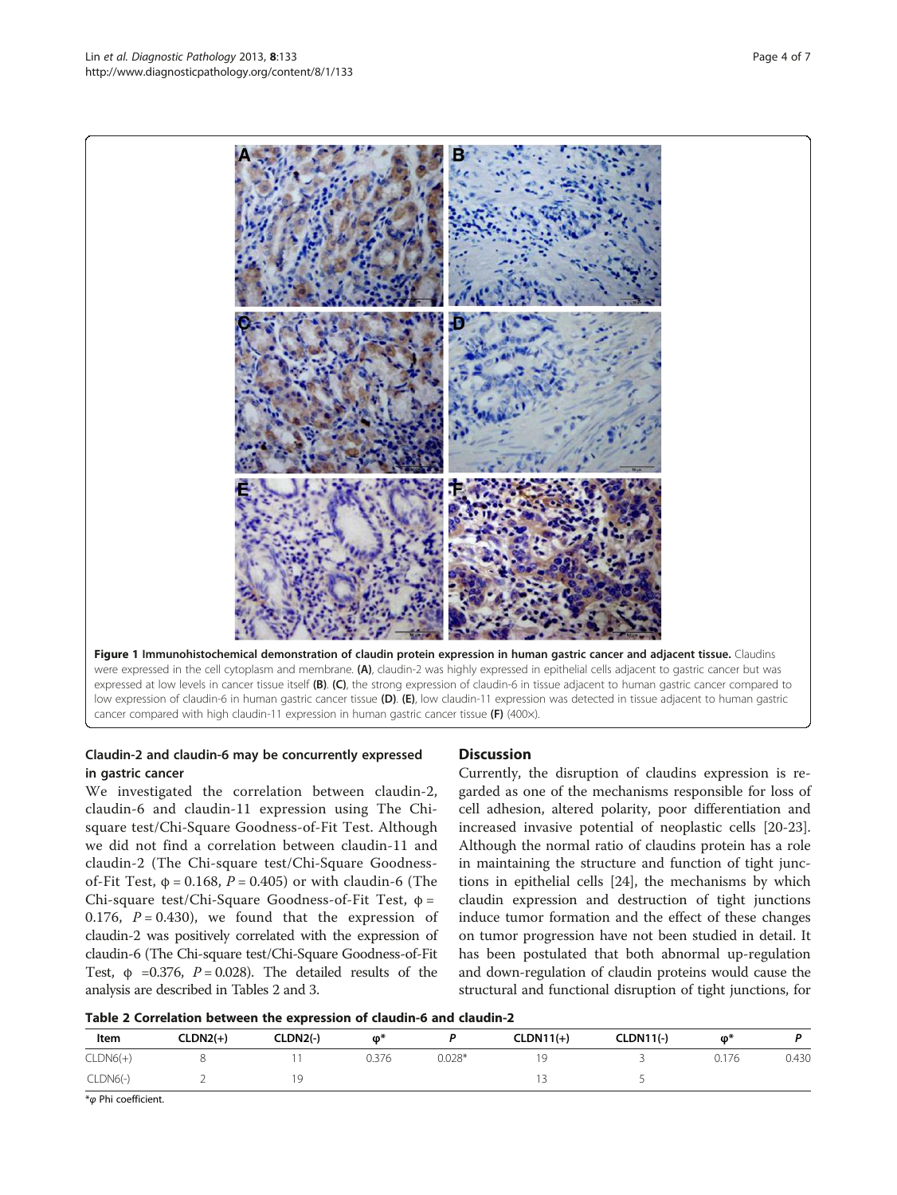**Figure 1 Immunohistochemical demonstration of claudin protein expression in human gastric cancer and adjacent tissue.** Claudins were expressed in the cell cytoplasm and membrane. **(A)**, claudin-2 was highly expressed in epithelial cells adjacent to gastric cancer but was expressed at low levels in cancer tissue itself **(B)**. **(C)**, the strong expression of claudin-6 in tissue adjacent to human gastric cancer compared to low expression of claudin-6 in human gastric cancer tissue **(D)**. **(E)**, low claudin-11 expression was detected in tissue adjacent to human gastric cancer compared with high claudin-11 expression in human gastric cancer tissue **(F)** (400×).

### Claudin-2 and claudin-6 may be concurrently expressed in gastric cancer

We investigated the correlation between claudin-2, claudin-6 and claudin-11 expression using The Chi-square test/Chi-Square Goodness-of-Fit Test. Although we did not find a correlation between claudin-11 and claudin-2 (The Chi-square test/Chi-Square Goodness-of-Fit Test, $\phi = 0.168$, $P = 0.405$) or with claudin-6 (The Chi-square test/Chi-Square Goodness-of-Fit Test, $\phi = 0.176$, $P = 0.430$), we found that the expression of claudin-2 was positively correlated with the expression of claudin-6 (The Chi-square test/Chi-Square Goodness-of-Fit Test, $\phi = 0.376$, $P = 0.028$). The detailed results of the analysis are described in Tables 2 and 3.

## Discussion

Currently, the disruption of claudins expression is regarded as one of the mechanisms responsible for loss of cell adhesion, altered polarity, poor differentiation and increased invasive potential of neoplastic cells [20-23]. Although the normal ratio of claudins protein has a role in maintaining the structure and function of tight junctions in epithelial cells [24], the mechanisms by which claudin expression and destruction of tight junctions induce tumor formation and the effect of these changes on tumor progression have not been studied in detail. It has been postulated that both abnormal up-regulation and down-regulation of claudin proteins would cause the structural and functional disruption of tight junctions, for

**Table 2 Correlation between the expression of claudin-6 and claudin-2**

| Item | CLDN2(+) | CLDN2(-) | φ* | P | CLDN11(+) | CLDN11(-) | φ* | P |
|---|---|---|---|---|---|---|---|---|
| CLDN6(+) | 8 | 11 | 0.376 | 0.028* | 19 | 3 | 0.176 | 0.430 |
| CLDN6(-) | 2 | 19 | | | 13 | 5 | | |

*φ Phi coefficient.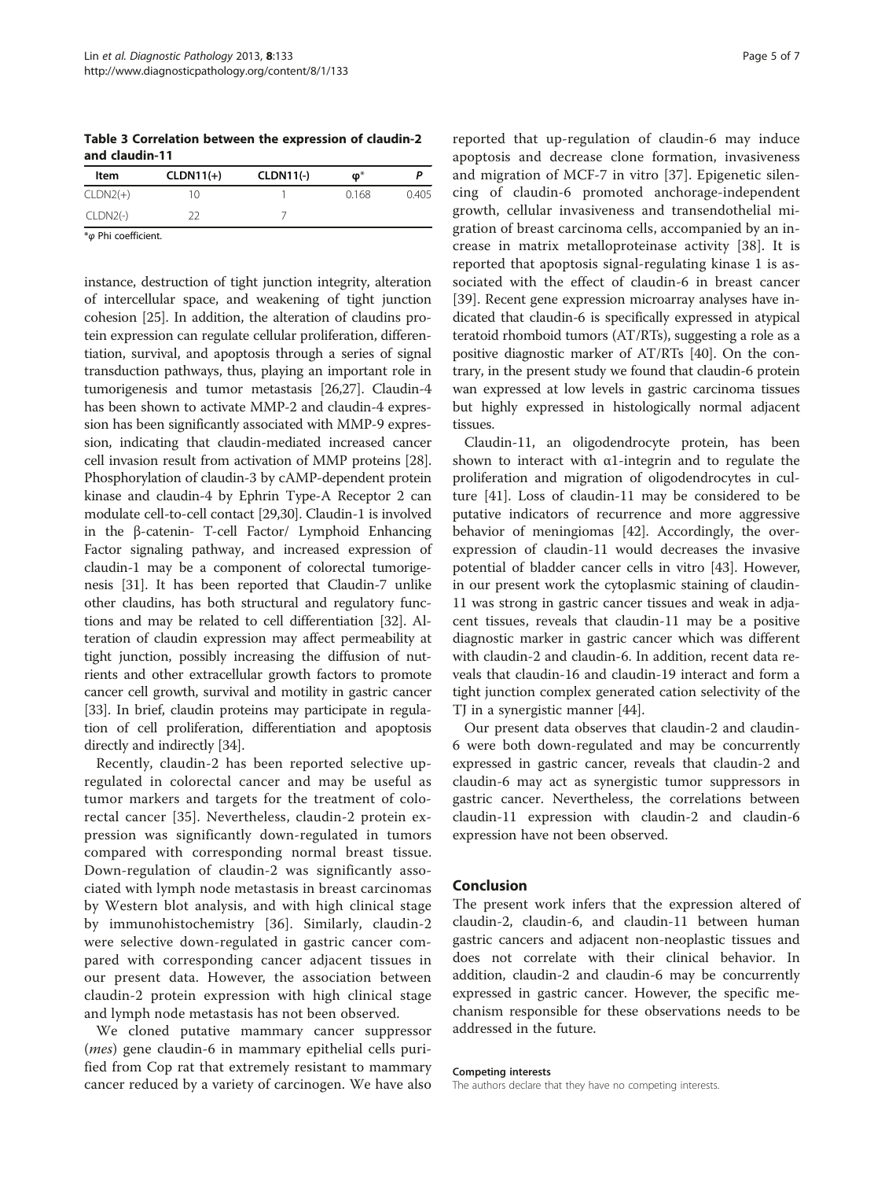**Table 3 Correlation between the expression of claudin-2 and claudin-11**

| Item | CLDN11(+) | CLDN11(-) | φ* | P |
|---|---|---|---|---|
| CLDN2(+) | 10 | 1 | 0.168 | 0.405 |
| CLDN2(-) | 22 | 7 | | |

*φ Phi coefficient.

instance, destruction of tight junction integrity, alteration of intercellular space, and weakening of tight junction cohesion [25]. In addition, the alteration of claudins protein expression can regulate cellular proliferation, differentiation, survival, and apoptosis through a series of signal transduction pathways, thus, playing an important role in tumorigenesis and tumor metastasis [26,27]. Claudin-4 has been shown to activate MMP-2 and claudin-4 expression has been significantly associated with MMP-9 expression, indicating that claudin-mediated increased cancer cell invasion result from activation of MMP proteins [28]. Phosphorylation of claudin-3 by cAMP-dependent protein kinase and claudin-4 by Ephrin Type-A Receptor 2 can modulate cell-to-cell contact [29,30]. Claudin-1 is involved in the β-catenin- T-cell Factor/ Lymphoid Enhancing Factor signaling pathway, and increased expression of claudin-1 may be a component of colorectal tumorigenesis [31]. It has been reported that Claudin-7 unlike other claudins, has both structural and regulatory functions and may be related to cell differentiation [32]. Alteration of claudin expression may affect permeability at tight junction, possibly increasing the diffusion of nutrients and other extracellular growth factors to promote cancer cell growth, survival and motility in gastric cancer [33]. In brief, claudin proteins may participate in regulation of cell proliferation, differentiation and apoptosis directly and indirectly [34].

Recently, claudin-2 has been reported selective up-regulated in colorectal cancer and may be useful as tumor markers and targets for the treatment of colorectal cancer [35]. Nevertheless, claudin-2 protein expression was significantly down-regulated in tumors compared with corresponding normal breast tissue. Down-regulation of claudin-2 was significantly associated with lymph node metastasis in breast carcinomas by Western blot analysis, and with high clinical stage by immunohistochemistry [36]. Similarly, claudin-2 were selective down-regulated in gastric cancer compared with corresponding cancer adjacent tissues in our present data. However, the association between claudin-2 protein expression with high clinical stage and lymph node metastasis has not been observed.

We cloned putative mammary cancer suppressor (*mes*) gene claudin-6 in mammary epithelial cells purified from Cop rat that extremely resistant to mammary cancer reduced by a variety of carcinogen. We have also reported that up-regulation of claudin-6 may induce apoptosis and decrease clone formation, invasiveness and migration of MCF-7 in vitro [37]. Epigenetic silencing of claudin-6 promoted anchorage-independent growth, cellular invasiveness and transendothelial migration of breast carcinoma cells, accompanied by an increase in matrix metalloproteinase activity [38]. It is reported that apoptosis signal-regulating kinase 1 is associated with the effect of claudin-6 in breast cancer [39]. Recent gene expression microarray analyses have indicated that claudin-6 is specifically expressed in atypical teratoid rhomboid tumors (AT/RTs), suggesting a role as a positive diagnostic marker of AT/RTs [40]. On the contrary, in the present study we found that claudin-6 protein wan expressed at low levels in gastric carcinoma tissues but highly expressed in histologically normal adjacent tissues.

Claudin-11, an oligodendrocyte protein, has been shown to interact with α1-integrin and to regulate the proliferation and migration of oligodendrocytes in culture [41]. Loss of claudin-11 may be considered to be putative indicators of recurrence and more aggressive behavior of meningiomas [42]. Accordingly, the overexpression of claudin-11 would decreases the invasive potential of bladder cancer cells in vitro [43]. However, in our present work the cytoplasmic staining of claudin-11 was strong in gastric cancer tissues and weak in adjacent tissues, reveals that claudin-11 may be a positive diagnostic marker in gastric cancer which was different with claudin-2 and claudin-6. In addition, recent data reveals that claudin-16 and claudin-19 interact and form a tight junction complex generated cation selectivity of the TJ in a synergistic manner [44].

Our present data observes that claudin-2 and claudin-6 were both down-regulated and may be concurrently expressed in gastric cancer, reveals that claudin-2 and claudin-6 may act as synergistic tumor suppressors in gastric cancer. Nevertheless, the correlations between claudin-11 expression with claudin-2 and claudin-6 expression have not been observed.

## Conclusion

The present work infers that the expression altered of claudin-2, claudin-6, and claudin-11 between human gastric cancers and adjacent non-neoplastic tissues and does not correlate with their clinical behavior. In addition, claudin-2 and claudin-6 may be concurrently expressed in gastric cancer. However, the specific mechanism responsible for these observations needs to be addressed in the future.

#### Competing interests

The authors declare that they have no competing interests.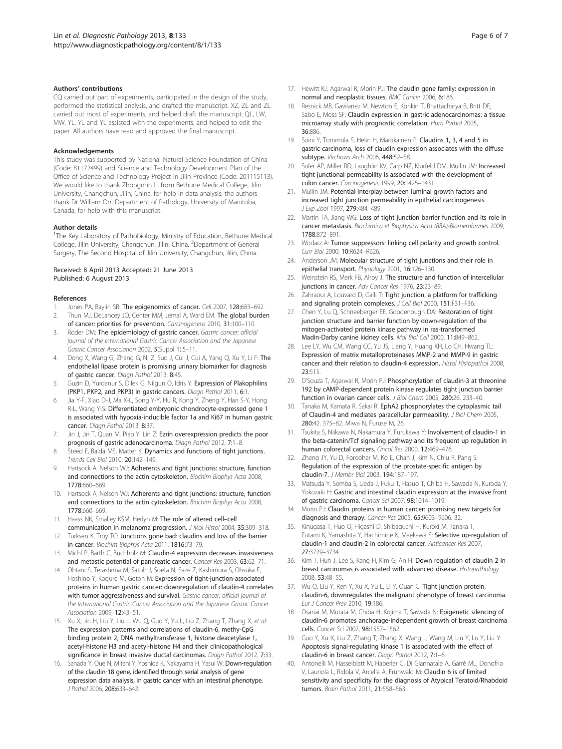### Authors' contributions

CQ carried out part of experiments, participated in the design of the study, performed the statistical analysis, and drafted the manuscript. XZ, ZL and ZL carried out most of experiments, and helped draft the manuscript. QL, LW, MW, YL, YL and YL assisted with the experiments, and helped to edit the paper. All authors have read and approved the final manuscript.

### Acknowledgements

This study was supported by National Natural Science Foundation of China (Code: 81172499) and Science and Technology Development Plan of the Office of Science and Technology Project in Jilin Province (Code: 201115113). We would like to thank Zhongmin Li from Bethune Medical College, Jilin University, Changchun, Jilin, China, for help in data analysis; the authors thank Dr William Orr, Department of Pathology, University of Manitoba, Canada, for help with this manuscript.

### Author details

[1]The Key Laboratory of Pathobiology, Ministry of Education, Bethune Medical College, Jilin University, Changchun, Jilin, China. [2]Department of General Surgery, The Second Hospital of Jilin University, Changchun, Jilin, China.

Received: 8 April 2013 Accepted: 21 June 2013
Published: 6 August 2013

### References

1. Jones PA, Baylin SB: **The epigenomics of cancer.** *Cell* 2007, **128:**683–692.
2. Thun MJ, DeLancey JO, Center MM, Jemal A, Ward EM: **The global burden of cancer: priorities for prevention.** *Carcinogenesis* 2010, **31:**100–110.
3. Roder DM: **The epidemiology of gastric cancer.** *Gastric cancer: official journal of the International Gastric Cancer Association and the Japanese Gastric Cancer Association* 2002, **5**(Suppl 1):5–11.
4. Dong X, Wang G, Zhang G, Ni Z, Suo J, Cui J, Cui A, Yang Q, Xu Y, Li F: **The endothelial lipase protein is promising urinary biomarker for diagnosis of gastric cancer.** *Diagn Pathol* 2013, **8:**45.
5. Guzin D, Yurdanur S, Dilek G, Nilgun O, Idris Y: **Expression of Plakophilins (PKP1, PKP2, and PKP3) in gastric cancers.** *Diagn Pathol* 2011, **6:**1.
6. Jia Y-F, Xiao D-J, Ma X-L, Song Y-Y, Hu R, Kong Y, Zheng Y, Han S-Y, Hong R-L, Wang Y-S: **Differentiated embryonic chondrocyte-expressed gene 1 is associated with hypoxia-inducible factor 1a and Ki67 in human gastric cancer.** *Diagn Pathol* 2013, **8:**37.
7. Jin J, Jin T, Quan M, Piao Y, Lin Z: **Ezrin overexpression predicts the poor prognosis of gastric adenocarcinoma.** *Diagn Pathol* 2012, **7:**1–8.
8. Steed E, Balda MS, Matter K: **Dynamics and functions of tight junctions.** *Trends Cell Biol* 2010, **20:**142–149.
9. Hartsock A, Nelson WJ: **Adherents and tight junctions: structure, function and connections to the actin cytoskeleton.** *Biochim Biophys Acta* 2008, **1778:**660–669.
10. Hartsock A, Nelson WJ: **Adherents and tight junctions: structure, function and connections to the actin cytoskeleton.** *Biochim Biophys Acta* 2008, **1778:**660–669.
11. Haass NK, Smalley KSM, Herlyn M: **The role of altered cell–cell communication in melanoma progression.** *J Mol Histol* 2004, **35:**309–318.
12. Turksen K, Troy TC: **Junctions gone bad: claudins and loss of the barrier in cancer.** *Biochim Biophys Acta* 2011, **1816:**73–79.
13. Michl P, Barth C, Buchholz M: **Claudin-4 expression decreases invasiveness and metastatic potential of pancreatic cancer.** *Cancer Res* 2003, **63:**62–71.
14. Ohtani S, Terashima M, Satoh J, Soeta N, Saze Z, Kashimura S, Ohsuka F, Hoshino Y, Kogure M, Gotoh M: **Expression of tight-junction-associated proteins in human gastric cancer: downregulation of claudin-4 correlates with tumor aggressiveness and survival.** *Gastric cancer: official journal of the International Gastric Cancer Association and the Japanese Gastric Cancer Association* 2009, **12:**43–51.
15. Xu X, Jin H, Liu Y, Liu L, Wu Q, Guo Y, Yu L, Liu Z, Zhang T, Zhang X, *et al*: **The expression patterns and correlations of claudin-6, methy-CpG binding protein 2, DNA methyltransferase 1, histone deacetylase 1, acetyl-histone H3 and acetyl-histone H4 and their clinicopathological significance in breast invasive ductal carcinomas.** *Diagn Pathol* 2012, **7:**33.
16. Sanada Y, Oue N, Mitani Y, Yoshida K, Nakayama H, Yasui W: **Down-regulation of the claudin-18 gene, identified through serial analysis of gene expression data analysis, in gastric cancer with an intestinal phenotype.** *J Pathol* 2006, **208:**633–642.
17. Hewitt KJ, Agarwal R, Morin PJ: **The claudin gene family: expression in normal and neoplastic tissues.** *BMC Cancer* 2006, **6:**186.
18. Resnick MB, Gavilanez M, Newton E, Konkin T, Bhattacharya B, Britt DE, Sabo E, Moss SF: **Claudin expression in gastric adenocarcinomas: a tissue microarray study with prognostic correlation.** *Hum Pathol* 2005, **36:**886.
19. Soini Y, Tommola S, Helin H, Martikainen P: **Claudins 1, 3, 4 and 5 in gastric carcinoma, loss of claudin expression associates with the diffuse subtype.** *Virchows Arch* 2006, **448:**52–58.
20. Soler AP, Miller RD, Laughlin KV, Carp NZ, Klurfeld DM, Mullin JM: **Increased tight junctional permeability is associated with the development of colon cancer.** *Carcinogenesis* 1999, **20:**1425–1431.
21. Mullin JM: **Potential interplay between luminal growth factors and increased tight junction permeability in epithelial carcinogenesis.** *J Exp Zool* 1997, **279:**484–489.
22. Martin TA, Jiang WG: **Loss of tight junction barrier function and its role in cancer metastasis.** *Biochimica et Biophysica Acta (BBA)-Biomembranes* 2009, **1788:**872–891.
23. Wodarz A: **Tumor suppressors: linking cell polarity and growth control.** *Curr Biol* 2000, **10:**R624–R626.
24. Anderson JM: **Molecular structure of tight junctions and their role in epithelial transport.** *Physiology* 2001, **16:**126–130.
25. Weinstein RS, Merk FB, Alroy J: **The structure and function of intercellular junctions in cancer.** *Adv Cancer Res* 1976, **23:**23–89.
26. Zahraoui A, Louvard D, Galli T: **Tight junction, a platform for trafficking and signaling protein complexes.** *J Cell Biol* 2000, **151:**F31–F36.
27. Chen Y, Lu Q, Schneeberger EE, Goodenough DA: **Restoration of tight junction structure and barrier function by down-regulation of the mitogen-activated protein kinase pathway in ras-transformed Madin-Darby canine kidney cells.** *Mol Biol Cell* 2000, **11:**849–862.
28. Lee LY, Wu CM, Wang CC, Yu JS, Liang Y, Huang KH, Lo CH, Hwang TL: **Expression of matrix metalloproteinases MMP-2 and MMP-9 in gastric cancer and their relation to claudin-4 expression.** *Histol Histopathol* 2008, **23:**515.
29. D'Souza T, Agarwal R, Morin PJ: **Phosphorylation of claudin-3 at threonine 192 by cAMP-dependent protein kinase regulates tight junction barrier function in ovarian cancer cells.** *J Biol Chem* 2005, **280:**26. 233–40.
30. Tanaka M, Kamata R, Sakai R: **EphA2 phosphorylates the cytoplasmic tail of Claudin-4 and mediates paracellular permeability.** *J Biol Chem* 2005, **280:**42. 375–82. Miwa N, Furuse M, 26.
31. Tsukita S, Niikawa N, Nakamura Y, Furukawa Y: **Involvement of claudin-1 in the beta-catenin/Tcf signaling pathway and its frequent up regulation in human colorectal cancers.** *Oncol Res* 2000, **12:**469–476.
32. Zheng JY, Yu D, Foroohar M, Ko E, Chan J, Kim N, Chiu R, Pang S: **Regulation of the expression of the prostate-specific antigen by claudin-7.** *J Membr Biol* 2003, **194:**187–197.
33. Matsuda Y, Semba S, Ueda J, Fuku T, Hasuo T, Chiba H, Sawada N, Kuroda Y, Yokozaki H: **Gastric and intestinal claudin expression at the invasive front of gastric carcinoma.** *Cancer Sci* 2007, **98:**1014–1019.
34. Morin PJ: **Claudin proteins in human cancer: promising new targets for diagnosis and therapy.** *Cancer Res* 2005, **65:**9603–9606. 32.
35. Kinugasa T, Huo Q, Higashi D, Shibaguchi H, Kuroki M, Tanaka T, Futami K, Yamashita Y, Hachimine K, Maekawa S: **Selective up-regulation of claudin-1 and claudin-2 in colorectal cancer.** *Anticancer Res* 2007, **27:**3729–3734.
36. Kim T, Huh J, Lee S, Kang H, Kim G, An H: **Down regulation of claudin 2 in breast carcinomas is associated with advanced disease.** *Histopathology* 2008, **53:**48–55.
37. Wu Q, Liu Y, Ren Y, Xu X, Yu L, Li Y, Quan C: **Tight junction protein, claudin-6, downregulates the malignant phenotype of breast carcinoma.** *Eur J Cancer Prev* 2010, **19:**186.
38. Osanai M, Murata M, Chiba H, Kojima T, Sawada N: **Epigenetic silencing of claudin-6 promotes anchorage-independent growth of breast carcinoma cells.** *Cancer Sci* 2007, **98:**1557–1562.
39. Guo Y, Xu X, Liu Z, Zhang T, Zhang X, Wang L, Wang M, Liu Y, Lu Y, Liu Y: **Apoptosis signal-regulating kinase 1 is associated with the effect of claudin-6 in breast cancer.** *Diagn Pathol* 2012, **7:**1–6.
40. Antonelli M, Hasselblatt M, Haberler C, Di Giannatale A, Garrè ML, Donofrio V, Lauriola L, Ridola V, Arcella A, Frühwald M: **Claudin 6 is of limited sensitivity and specificity for the diagnosis of Atypical Teratoid/Rhabdoid tumors.** *Brain Pathol* 2011, **21:**558–563.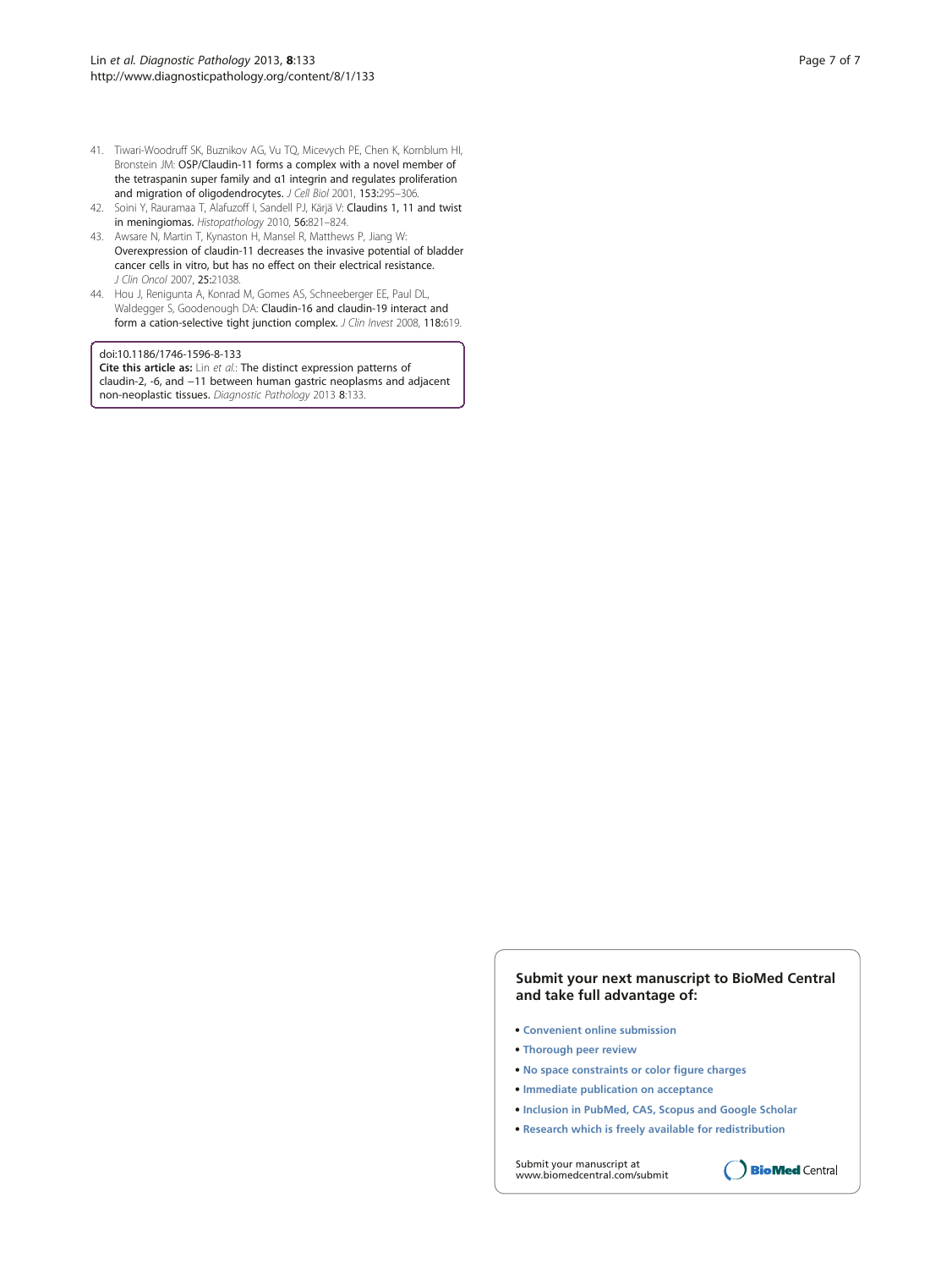41. Tiwari-Woodruff SK, Buznikov AG, Vu TQ, Micevych PE, Chen K, Kornblum HI, Bronstein JM: **OSP/Claudin-11 forms a complex with a novel member of the tetraspanin super family and α1 integrin and regulates proliferation and migration of oligodendrocytes.** *J Cell Biol* 2001, **153:**295–306.
42. Soini Y, Rauramaa T, Alafuzoff I, Sandell PJ, Kärjä V: **Claudins 1, 11 and twist in meningiomas.** *Histopathology* 2010, **56:**821–824.
43. Awsare N, Martin T, Kynaston H, Mansel R, Matthews P, Jiang W: **Overexpression of claudin-11 decreases the invasive potential of bladder cancer cells in vitro, but has no effect on their electrical resistance.** *J Clin Oncol* 2007, **25:**21038.
44. Hou J, Renigunta A, Konrad M, Gomes AS, Schneeberger EE, Paul DL, Waldegger S, Goodenough DA: **Claudin-16 and claudin-19 interact and form a cation-selective tight junction complex.** *J Clin Invest* 2008, **118:**619.

doi:10.1186/1746-1596-8-133

**Cite this article as:** Lin *et al.*: The distinct expression patterns of claudin-2, -6, and −11 between human gastric neoplasms and adjacent non-neoplastic tissues. *Diagnostic Pathology* 2013 **8**:133.

**Submit your next manuscript to BioMed Central and take full advantage of:**

- **Convenient online submission**
- **Thorough peer review**
- **No space constraints or color figure charges**
- **Immediate publication on acceptance**
- **Inclusion in PubMed, CAS, Scopus and Google Scholar**
- **Research which is freely available for redistribution**

Submit your manuscript at
www.biomedcentral.com/submit

BioMed Central